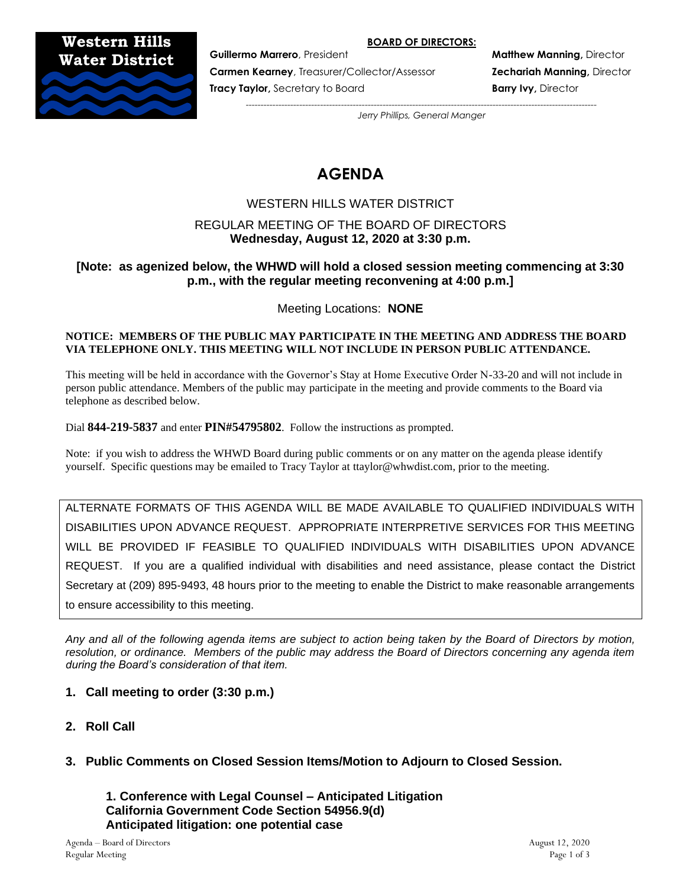**Western Hills Water District**

**BOARD OF DIRECTORS:**

**Guillermo Marrero**, President
**Carmen Kearney**, Treasurer/Collector/Assessor
**Tracy Taylor,** Secretary to Board
**Matthew Manning,** Director
**Zechariah Manning,** Director
**Barry Ivy,** Director

*Jerry Phillips, General Manger*

# AGENDA

WESTERN HILLS WATER DISTRICT

REGULAR MEETING OF THE BOARD OF DIRECTORS
**Wednesday, August 12, 2020 at 3:30 p.m.**

**[Note: as agenized below, the WHWD will hold a closed session meeting commencing at 3:30 p.m., with the regular meeting reconvening at 4:00 p.m.]**

Meeting Locations: **NONE**

**NOTICE: MEMBERS OF THE PUBLIC MAY PARTICIPATE IN THE MEETING AND ADDRESS THE BOARD VIA TELEPHONE ONLY. THIS MEETING WILL NOT INCLUDE IN PERSON PUBLIC ATTENDANCE.**

This meeting will be held in accordance with the Governor's Stay at Home Executive Order N-33-20 and will not include in person public attendance. Members of the public may participate in the meeting and provide comments to the Board via telephone as described below.

Dial **844-219-5837** and enter **PIN#54795802**. Follow the instructions as prompted.

Note: if you wish to address the WHWD Board during public comments or on any matter on the agenda please identify yourself. Specific questions may be emailed to Tracy Taylor at ttaylor@whwdist.com, prior to the meeting.

ALTERNATE FORMATS OF THIS AGENDA WILL BE MADE AVAILABLE TO QUALIFIED INDIVIDUALS WITH DISABILITIES UPON ADVANCE REQUEST. APPROPRIATE INTERPRETIVE SERVICES FOR THIS MEETING WILL BE PROVIDED IF FEASIBLE TO QUALIFIED INDIVIDUALS WITH DISABILITIES UPON ADVANCE REQUEST. If you are a qualified individual with disabilities and need assistance, please contact the District Secretary at (209) 895-9493, 48 hours prior to the meeting to enable the District to make reasonable arrangements to ensure accessibility to this meeting.

*Any and all of the following agenda items are subject to action being taken by the Board of Directors by motion, resolution, or ordinance. Members of the public may address the Board of Directors concerning any agenda item during the Board's consideration of that item.*

**1. Call meeting to order (3:30 p.m.)**

**2. Roll Call**

**3. Public Comments on Closed Session Items/Motion to Adjourn to Closed Session.**

**1. Conference with Legal Counsel – Anticipated Litigation**
**California Government Code Section 54956.9(d)**
**Anticipated litigation: one potential case**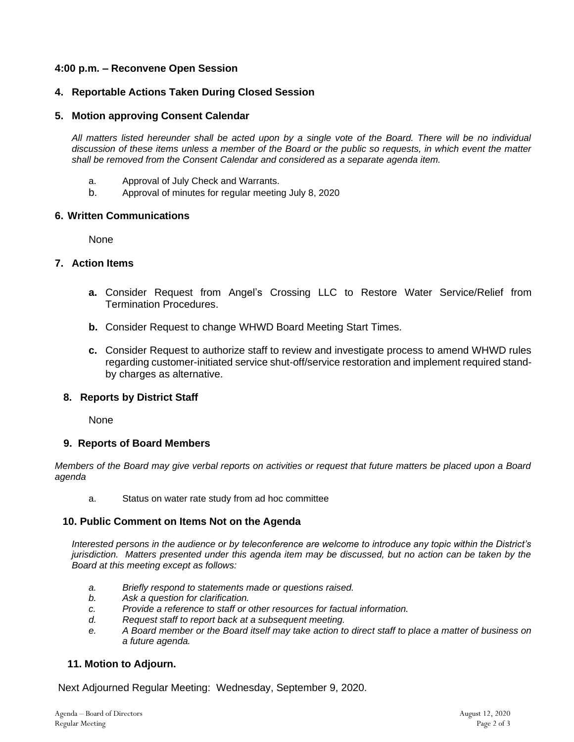**4:00 p.m. – Reconvene Open Session**

**4. Reportable Actions Taken During Closed Session**

**5. Motion approving Consent Calendar**

*All matters listed hereunder shall be acted upon by a single vote of the Board. There will be no individual discussion of these items unless a member of the Board or the public so requests, in which event the matter shall be removed from the Consent Calendar and considered as a separate agenda item.*

a. Approval of July Check and Warrants.
b. Approval of minutes for regular meeting July 8, 2020

**6. Written Communications**

None

**7. Action Items**

**a.** Consider Request from Angel's Crossing LLC to Restore Water Service/Relief from Termination Procedures.

**b.** Consider Request to change WHWD Board Meeting Start Times.

**c.** Consider Request to authorize staff to review and investigate process to amend WHWD rules regarding customer-initiated service shut-off/service restoration and implement required stand-by charges as alternative.

**8. Reports by District Staff**

None

**9. Reports of Board Members**

*Members of the Board may give verbal reports on activities or request that future matters be placed upon a Board agenda*

a. Status on water rate study from ad hoc committee

**10. Public Comment on Items Not on the Agenda**

*Interested persons in the audience or by teleconference are welcome to introduce any topic within the District's jurisdiction. Matters presented under this agenda item may be discussed, but no action can be taken by the Board at this meeting except as follows:*

*a. Briefly respond to statements made or questions raised.*
*b. Ask a question for clarification.*
*c. Provide a reference to staff or other resources for factual information.*
*d. Request staff to report back at a subsequent meeting.*
*e. A Board member or the Board itself may take action to direct staff to place a matter of business on a future agenda.*

**11. Motion to Adjourn.**

Next Adjourned Regular Meeting: Wednesday, September 9, 2020.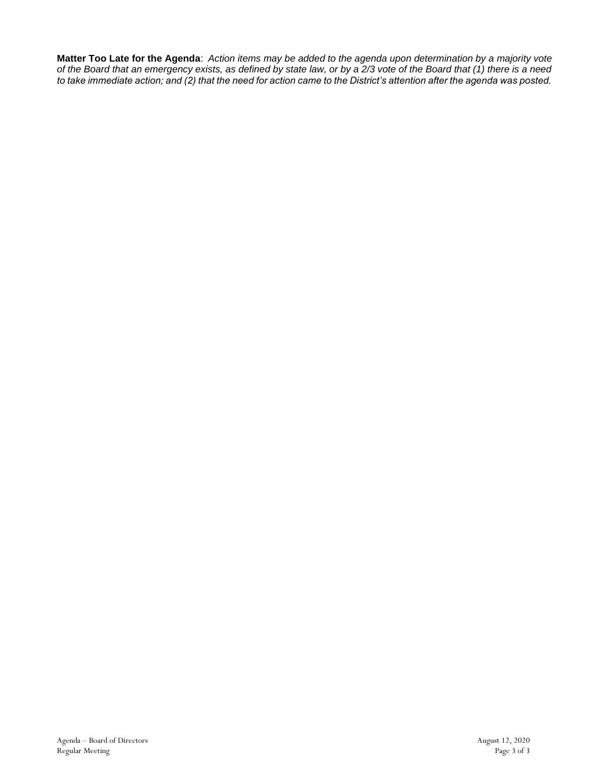**Matter Too Late for the Agenda**: *Action items may be added to the agenda upon determination by a majority vote of the Board that an emergency exists, as defined by state law, or by a 2/3 vote of the Board that (1) there is a need to take immediate action; and (2) that the need for action came to the District's attention after the agenda was posted.*